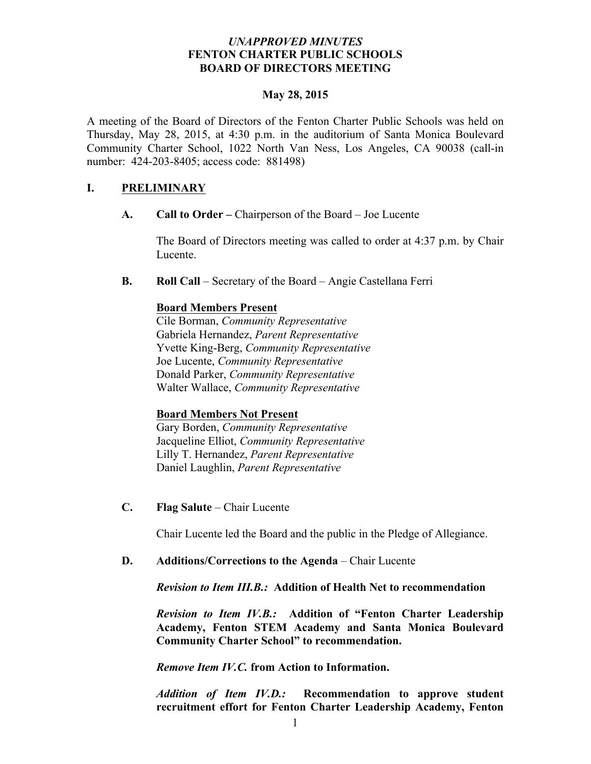*UNAPPROVED MINUTES*
**FENTON CHARTER PUBLIC SCHOOLS**
**BOARD OF DIRECTORS MEETING**

**May 28, 2015**

A meeting of the Board of Directors of the Fenton Charter Public Schools was held on Thursday, May 28, 2015, at 4:30 p.m. in the auditorium of Santa Monica Boulevard Community Charter School, 1022 North Van Ness, Los Angeles, CA 90038 (call-in number: 424-203-8405; access code: 881498)

## I. PRELIMINARY

**A. Call to Order –** Chairperson of the Board – Joe Lucente

The Board of Directors meeting was called to order at 4:37 p.m. by Chair Lucente.

**B. Roll Call** – Secretary of the Board – Angie Castellana Ferri

**Board Members Present**
Cile Borman, *Community Representative*
Gabriela Hernandez, *Parent Representative*
Yvette King-Berg, *Community Representative*
Joe Lucente, *Community Representative*
Donald Parker, *Community Representative*
Walter Wallace, *Community Representative*

**Board Members Not Present**
Gary Borden, *Community Representative*
Jacqueline Elliot, *Community Representative*
Lilly T. Hernandez, *Parent Representative*
Daniel Laughlin, *Parent Representative*

**C. Flag Salute** – Chair Lucente

Chair Lucente led the Board and the public in the Pledge of Allegiance.

**D. Additions/Corrections to the Agenda** – Chair Lucente

***Revision to Item III.B.:*** **Addition of Health Net to recommendation**

***Revision to Item IV.B.:*** **Addition of "Fenton Charter Leadership Academy, Fenton STEM Academy and Santa Monica Boulevard Community Charter School" to recommendation.**

***Remove Item IV.C.*** **from Action to Information.**

***Addition of Item IV.D.:*** **Recommendation to approve student recruitment effort for Fenton Charter Leadership Academy, Fenton**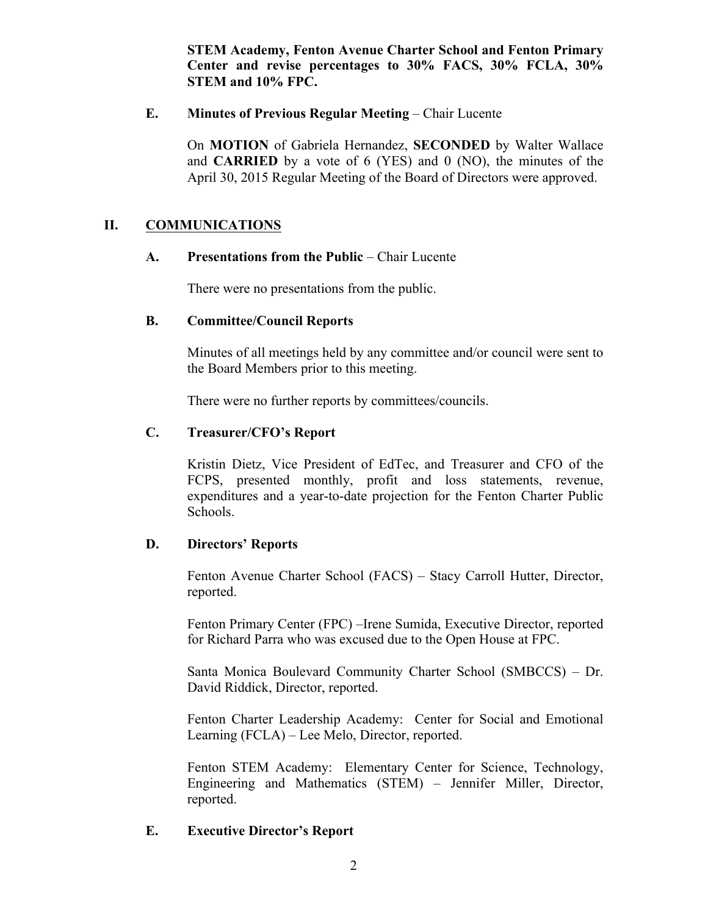**STEM Academy, Fenton Avenue Charter School and Fenton Primary Center and revise percentages to 30% FACS, 30% FCLA, 30% STEM and 10% FPC.**

**E. Minutes of Previous Regular Meeting** – Chair Lucente

On **MOTION** of Gabriela Hernandez, **SECONDED** by Walter Wallace and **CARRIED** by a vote of 6 (YES) and 0 (NO), the minutes of the April 30, 2015 Regular Meeting of the Board of Directors were approved.

## II. COMMUNICATIONS

**A. Presentations from the Public** – Chair Lucente

There were no presentations from the public.

**B. Committee/Council Reports**

Minutes of all meetings held by any committee and/or council were sent to the Board Members prior to this meeting.

There were no further reports by committees/councils.

**C. Treasurer/CFO's Report**

Kristin Dietz, Vice President of EdTec, and Treasurer and CFO of the FCPS, presented monthly, profit and loss statements, revenue, expenditures and a year-to-date projection for the Fenton Charter Public Schools.

**D. Directors' Reports**

Fenton Avenue Charter School (FACS) – Stacy Carroll Hutter, Director, reported.

Fenton Primary Center (FPC) –Irene Sumida, Executive Director, reported for Richard Parra who was excused due to the Open House at FPC.

Santa Monica Boulevard Community Charter School (SMBCCS) – Dr. David Riddick, Director, reported.

Fenton Charter Leadership Academy: Center for Social and Emotional Learning (FCLA) – Lee Melo, Director, reported.

Fenton STEM Academy: Elementary Center for Science, Technology, Engineering and Mathematics (STEM) – Jennifer Miller, Director, reported.

**E. Executive Director's Report**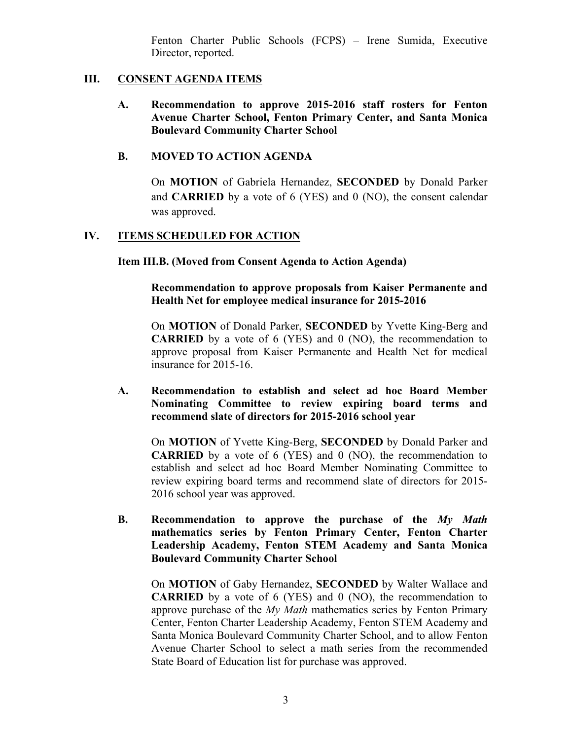Fenton Charter Public Schools (FCPS) – Irene Sumida, Executive Director, reported.

## III. CONSENT AGENDA ITEMS

**A. Recommendation to approve 2015-2016 staff rosters for Fenton Avenue Charter School, Fenton Primary Center, and Santa Monica Boulevard Community Charter School**

**B. MOVED TO ACTION AGENDA**

On **MOTION** of Gabriela Hernandez, **SECONDED** by Donald Parker and **CARRIED** by a vote of 6 (YES) and 0 (NO), the consent calendar was approved.

## IV. ITEMS SCHEDULED FOR ACTION

**Item III.B. (Moved from Consent Agenda to Action Agenda)**

**Recommendation to approve proposals from Kaiser Permanente and Health Net for employee medical insurance for 2015-2016**

On **MOTION** of Donald Parker, **SECONDED** by Yvette King-Berg and **CARRIED** by a vote of 6 (YES) and 0 (NO), the recommendation to approve proposal from Kaiser Permanente and Health Net for medical insurance for 2015-16.

**A. Recommendation to establish and select ad hoc Board Member Nominating Committee to review expiring board terms and recommend slate of directors for 2015-2016 school year**

On **MOTION** of Yvette King-Berg, **SECONDED** by Donald Parker and **CARRIED** by a vote of 6 (YES) and 0 (NO), the recommendation to establish and select ad hoc Board Member Nominating Committee to review expiring board terms and recommend slate of directors for 2015-2016 school year was approved.

**B. Recommendation to approve the purchase of the *My Math* mathematics series by Fenton Primary Center, Fenton Charter Leadership Academy, Fenton STEM Academy and Santa Monica Boulevard Community Charter School**

On **MOTION** of Gaby Hernandez, **SECONDED** by Walter Wallace and **CARRIED** by a vote of 6 (YES) and 0 (NO), the recommendation to approve purchase of the *My Math* mathematics series by Fenton Primary Center, Fenton Charter Leadership Academy, Fenton STEM Academy and Santa Monica Boulevard Community Charter School, and to allow Fenton Avenue Charter School to select a math series from the recommended State Board of Education list for purchase was approved.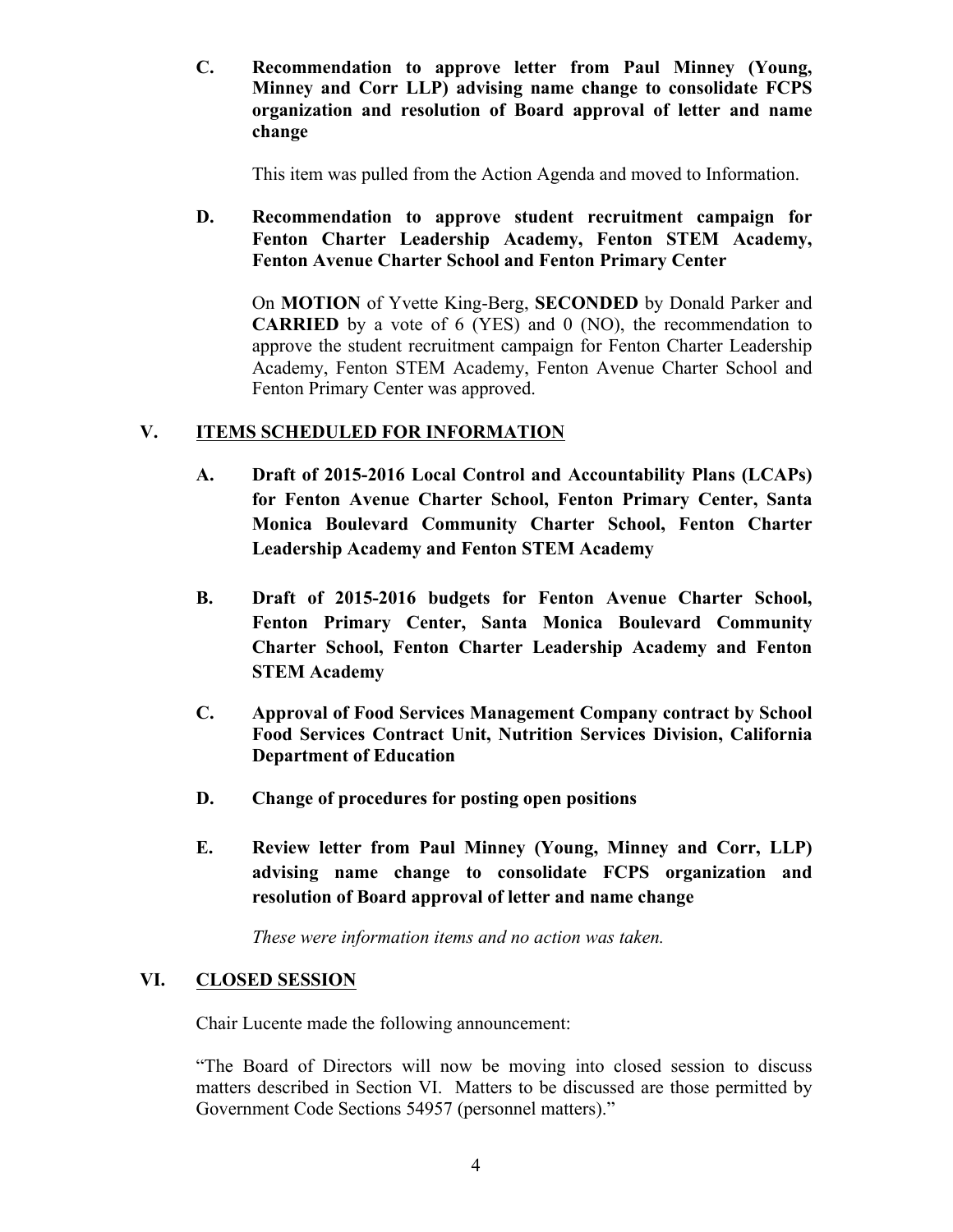**C. Recommendation to approve letter from Paul Minney (Young, Minney and Corr LLP) advising name change to consolidate FCPS organization and resolution of Board approval of letter and name change**

This item was pulled from the Action Agenda and moved to Information.

**D. Recommendation to approve student recruitment campaign for Fenton Charter Leadership Academy, Fenton STEM Academy, Fenton Avenue Charter School and Fenton Primary Center**

On **MOTION** of Yvette King-Berg, **SECONDED** by Donald Parker and **CARRIED** by a vote of 6 (YES) and 0 (NO), the recommendation to approve the student recruitment campaign for Fenton Charter Leadership Academy, Fenton STEM Academy, Fenton Avenue Charter School and Fenton Primary Center was approved.

## V. ITEMS SCHEDULED FOR INFORMATION

**A. Draft of 2015-2016 Local Control and Accountability Plans (LCAPs) for Fenton Avenue Charter School, Fenton Primary Center, Santa Monica Boulevard Community Charter School, Fenton Charter Leadership Academy and Fenton STEM Academy**

**B. Draft of 2015-2016 budgets for Fenton Avenue Charter School, Fenton Primary Center, Santa Monica Boulevard Community Charter School, Fenton Charter Leadership Academy and Fenton STEM Academy**

**C. Approval of Food Services Management Company contract by School Food Services Contract Unit, Nutrition Services Division, California Department of Education**

**D. Change of procedures for posting open positions**

**E. Review letter from Paul Minney (Young, Minney and Corr, LLP) advising name change to consolidate FCPS organization and resolution of Board approval of letter and name change**

*These were information items and no action was taken.*

## VI. CLOSED SESSION

Chair Lucente made the following announcement:

"The Board of Directors will now be moving into closed session to discuss matters described in Section VI. Matters to be discussed are those permitted by Government Code Sections 54957 (personnel matters)."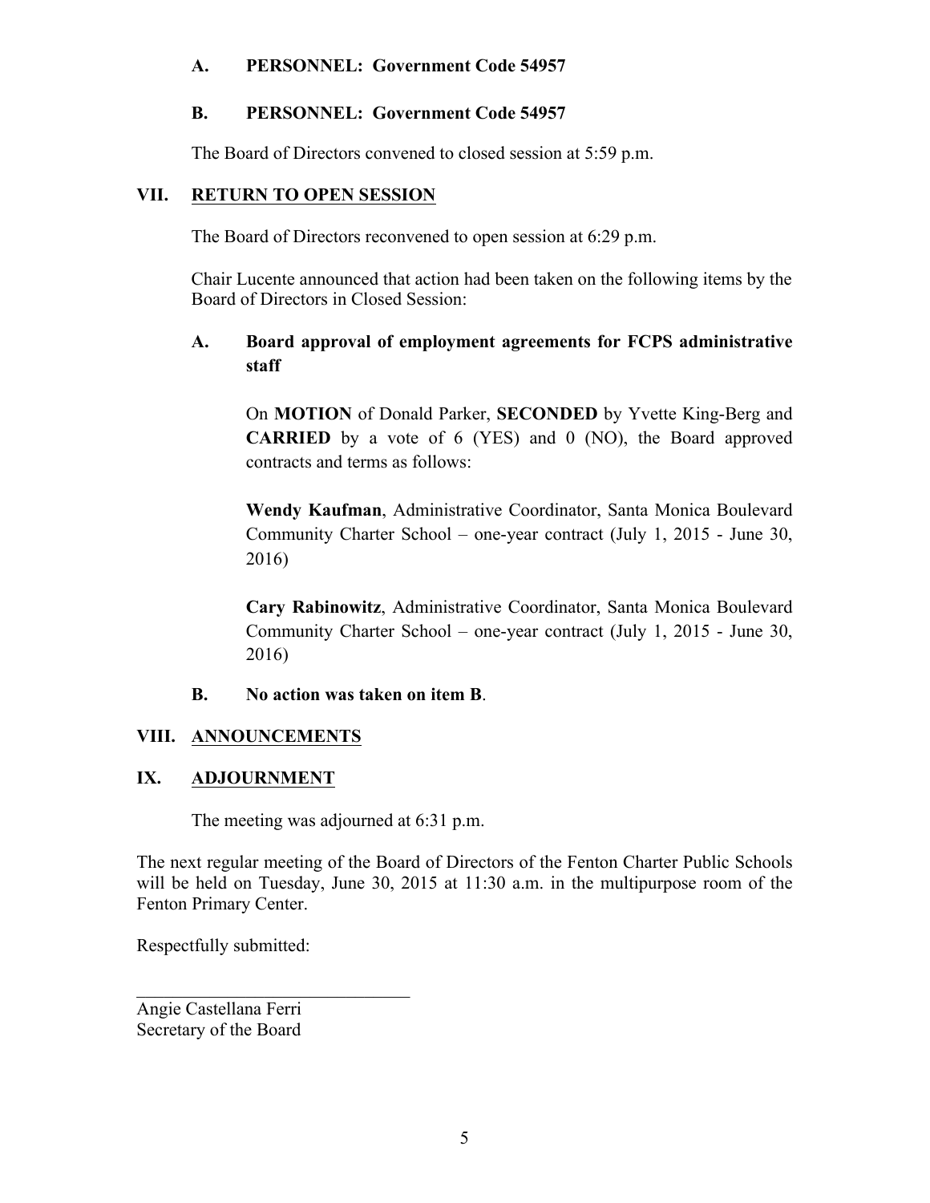**A. PERSONNEL: Government Code 54957**

**B. PERSONNEL: Government Code 54957**

The Board of Directors convened to closed session at 5:59 p.m.

## VII. RETURN TO OPEN SESSION

The Board of Directors reconvened to open session at 6:29 p.m.

Chair Lucente announced that action had been taken on the following items by the Board of Directors in Closed Session:

**A. Board approval of employment agreements for FCPS administrative staff**

On **MOTION** of Donald Parker, **SECONDED** by Yvette King-Berg and **CARRIED** by a vote of 6 (YES) and 0 (NO), the Board approved contracts and terms as follows:

**Wendy Kaufman**, Administrative Coordinator, Santa Monica Boulevard Community Charter School – one-year contract (July 1, 2015 - June 30, 2016)

**Cary Rabinowitz**, Administrative Coordinator, Santa Monica Boulevard Community Charter School – one-year contract (July 1, 2015 - June 30, 2016)

**B. No action was taken on item B**.

## VIII. ANNOUNCEMENTS

## IX. ADJOURNMENT

The meeting was adjourned at 6:31 p.m.

The next regular meeting of the Board of Directors of the Fenton Charter Public Schools will be held on Tuesday, June 30, 2015 at 11:30 a.m. in the multipurpose room of the Fenton Primary Center.

Respectfully submitted:

\_\_\_\_\_\_\_\_\_\_\_\_\_\_\_\_\_\_\_\_\_\_\_\_\_\_\_\_\_\_\_\_

Angie Castellana Ferri
Secretary of the Board